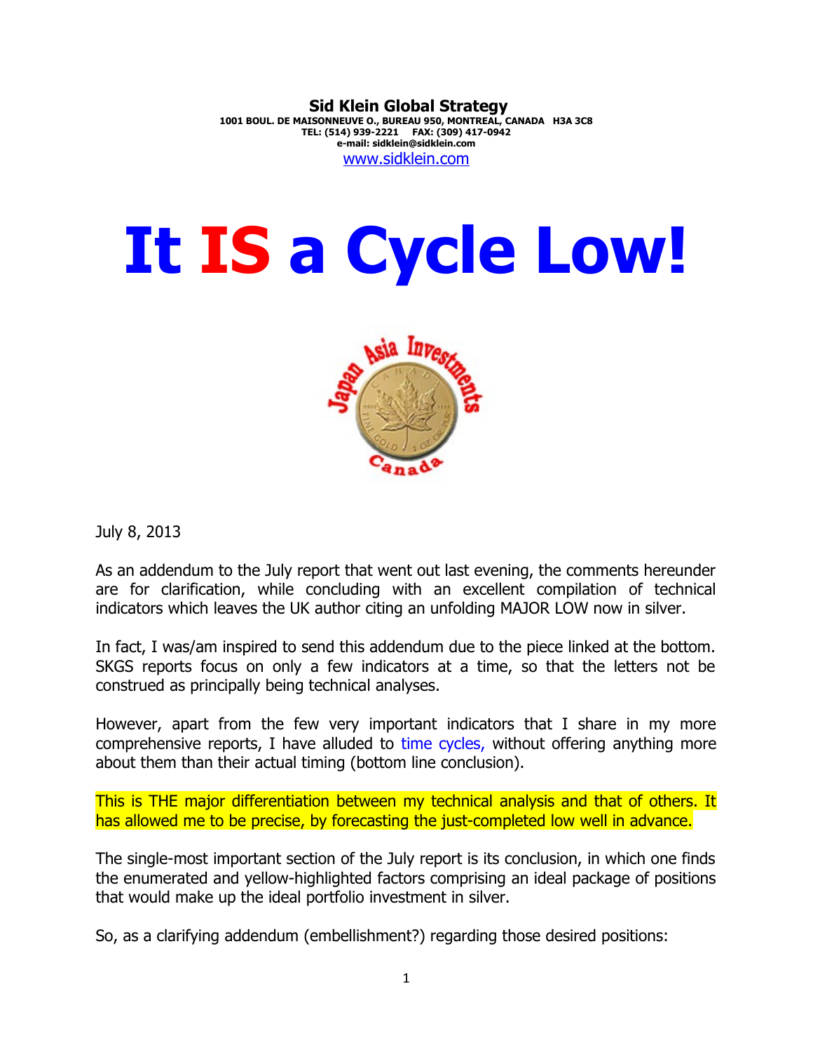**Sid Klein Global Strategy**
**1001 BOUL. DE MAISONNEUVE O., BUREAU 950, MONTREAL, CANADA H3A 3C8**
**TEL: (514) 939-2221 FAX: (309) 417-0942**
**e-mail: sidklein@sidklein.com**
www.sidklein.com

# It IS a Cycle Low!

July 8, 2013

As an addendum to the July report that went out last evening, the comments hereunder are for clarification, while concluding with an excellent compilation of technical indicators which leaves the UK author citing an unfolding MAJOR LOW now in silver.

In fact, I was/am inspired to send this addendum due to the piece linked at the bottom. SKGS reports focus on only a few indicators at a time, so that the letters not be construed as principally being technical analyses.

However, apart from the few very important indicators that I share in my more comprehensive reports, I have alluded to time cycles, without offering anything more about them than their actual timing (bottom line conclusion).

This is THE major differentiation between my technical analysis and that of others. It has allowed me to be precise, by forecasting the just-completed low well in advance.

The single-most important section of the July report is its conclusion, in which one finds the enumerated and yellow-highlighted factors comprising an ideal package of positions that would make up the ideal portfolio investment in silver.

So, as a clarifying addendum (embellishment?) regarding those desired positions: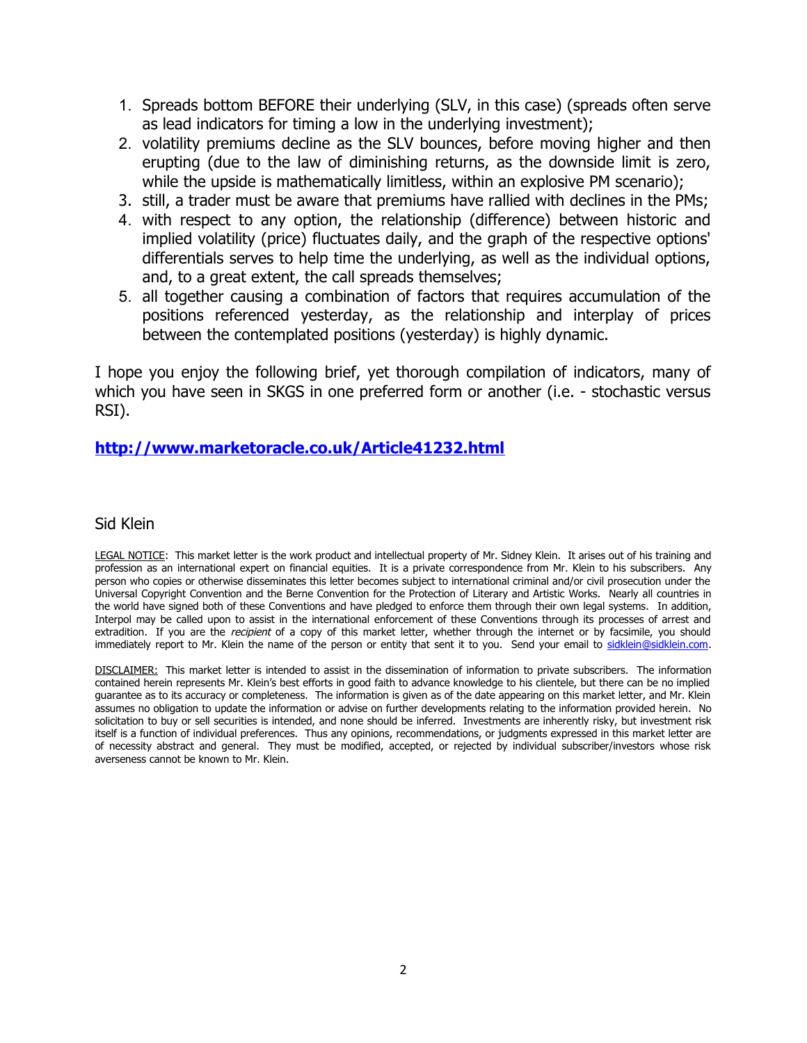1. Spreads bottom BEFORE their underlying (SLV, in this case) (spreads often serve as lead indicators for timing a low in the underlying investment);
2. volatility premiums decline as the SLV bounces, before moving higher and then erupting (due to the law of diminishing returns, as the downside limit is zero, while the upside is mathematically limitless, within an explosive PM scenario);
3. still, a trader must be aware that premiums have rallied with declines in the PMs;
4. with respect to any option, the relationship (difference) between historic and implied volatility (price) fluctuates daily, and the graph of the respective options' differentials serves to help time the underlying, as well as the individual options, and, to a great extent, the call spreads themselves;
5. all together causing a combination of factors that requires accumulation of the positions referenced yesterday, as the relationship and interplay of prices between the contemplated positions (yesterday) is highly dynamic.

I hope you enjoy the following brief, yet thorough compilation of indicators, many of which you have seen in SKGS in one preferred form or another (i.e. - stochastic versus RSI).

**http://www.marketoracle.co.uk/Article41232.html**

Sid Klein

LEGAL NOTICE: This market letter is the work product and intellectual property of Mr. Sidney Klein. It arises out of his training and profession as an international expert on financial equities. It is a private correspondence from Mr. Klein to his subscribers. Any person who copies or otherwise disseminates this letter becomes subject to international criminal and/or civil prosecution under the Universal Copyright Convention and the Berne Convention for the Protection of Literary and Artistic Works. Nearly all countries in the world have signed both of these Conventions and have pledged to enforce them through their own legal systems. In addition, Interpol may be called upon to assist in the international enforcement of these Conventions through its processes of arrest and extradition. If you are the *recipient* of a copy of this market letter, whether through the internet or by facsimile, you should immediately report to Mr. Klein the name of the person or entity that sent it to you. Send your email to sidklein@sidklein.com.

DISCLAIMER: This market letter is intended to assist in the dissemination of information to private subscribers. The information contained herein represents Mr. Klein's best efforts in good faith to advance knowledge to his clientele, but there can be no implied guarantee as to its accuracy or completeness. The information is given as of the date appearing on this market letter, and Mr. Klein assumes no obligation to update the information or advise on further developments relating to the information provided herein. No solicitation to buy or sell securities is intended, and none should be inferred. Investments are inherently risky, but investment risk itself is a function of individual preferences. Thus any opinions, recommendations, or judgments expressed in this market letter are of necessity abstract and general. They must be modified, accepted, or rejected by individual subscriber/investors whose risk averseness cannot be known to Mr. Klein.